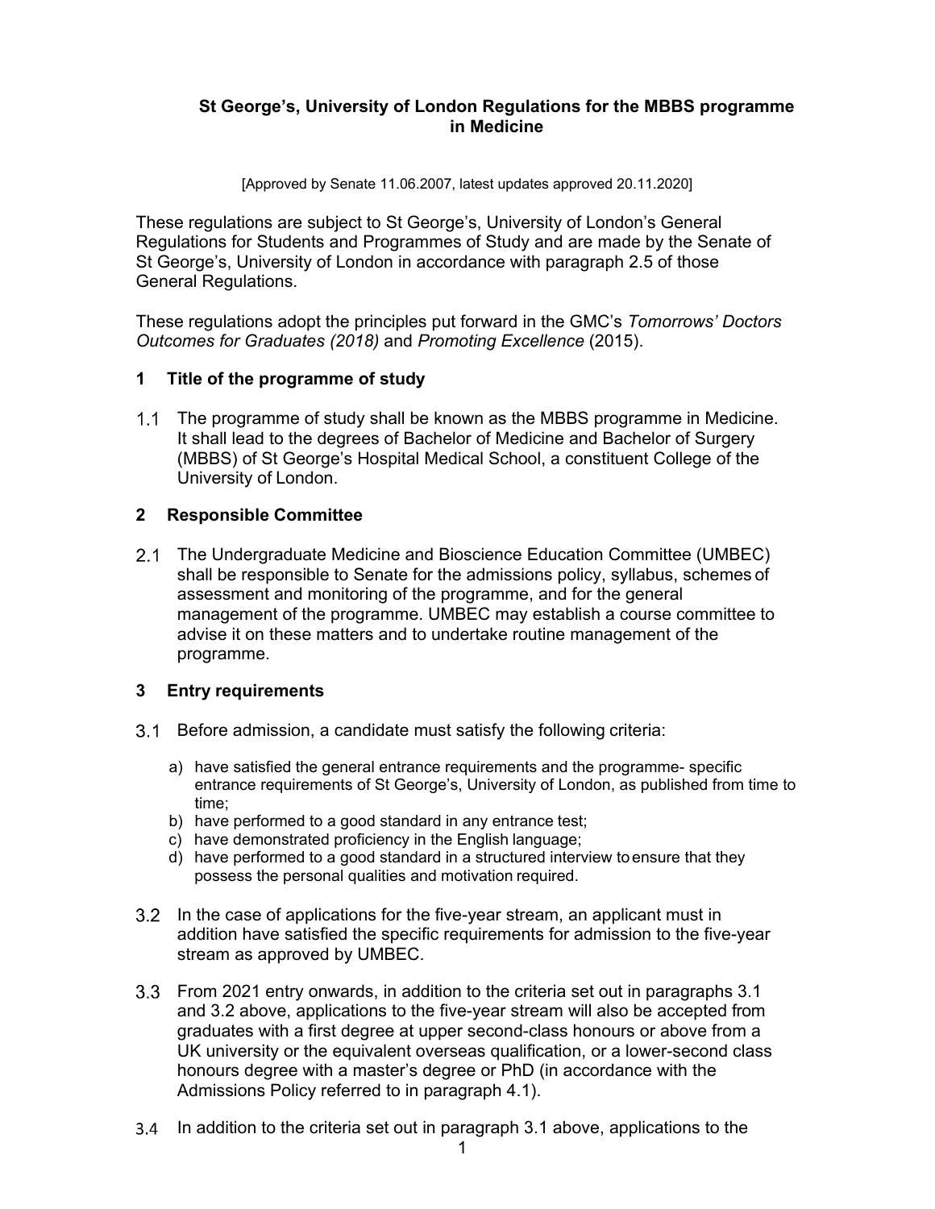# St George's, University of London Regulations for the MBBS programme in Medicine

[Approved by Senate 11.06.2007, latest updates approved 20.11.2020]

These regulations are subject to St George's, University of London's General Regulations for Students and Programmes of Study and are made by the Senate of St George's, University of London in accordance with paragraph 2.5 of those General Regulations.

These regulations adopt the principles put forward in the GMC's *Tomorrows' Doctors Outcomes for Graduates (2018)* and *Promoting Excellence* (2015).

## 1 Title of the programme of study

1.1 The programme of study shall be known as the MBBS programme in Medicine. It shall lead to the degrees of Bachelor of Medicine and Bachelor of Surgery (MBBS) of St George's Hospital Medical School, a constituent College of the University of London.

## 2 Responsible Committee

2.1 The Undergraduate Medicine and Bioscience Education Committee (UMBEC) shall be responsible to Senate for the admissions policy, syllabus, schemes of assessment and monitoring of the programme, and for the general management of the programme. UMBEC may establish a course committee to advise it on these matters and to undertake routine management of the programme.

## 3 Entry requirements

3.1 Before admission, a candidate must satisfy the following criteria:

a) have satisfied the general entrance requirements and the programme- specific entrance requirements of St George's, University of London, as published from time to time;
b) have performed to a good standard in any entrance test;
c) have demonstrated proficiency in the English language;
d) have performed to a good standard in a structured interview to ensure that they possess the personal qualities and motivation required.

3.2 In the case of applications for the five-year stream, an applicant must in addition have satisfied the specific requirements for admission to the five-year stream as approved by UMBEC.

3.3 From 2021 entry onwards, in addition to the criteria set out in paragraphs 3.1 and 3.2 above, applications to the five-year stream will also be accepted from graduates with a first degree at upper second-class honours or above from a UK university or the equivalent overseas qualification, or a lower-second class honours degree with a master's degree or PhD (in accordance with the Admissions Policy referred to in paragraph 4.1).

3.4 In addition to the criteria set out in paragraph 3.1 above, applications to the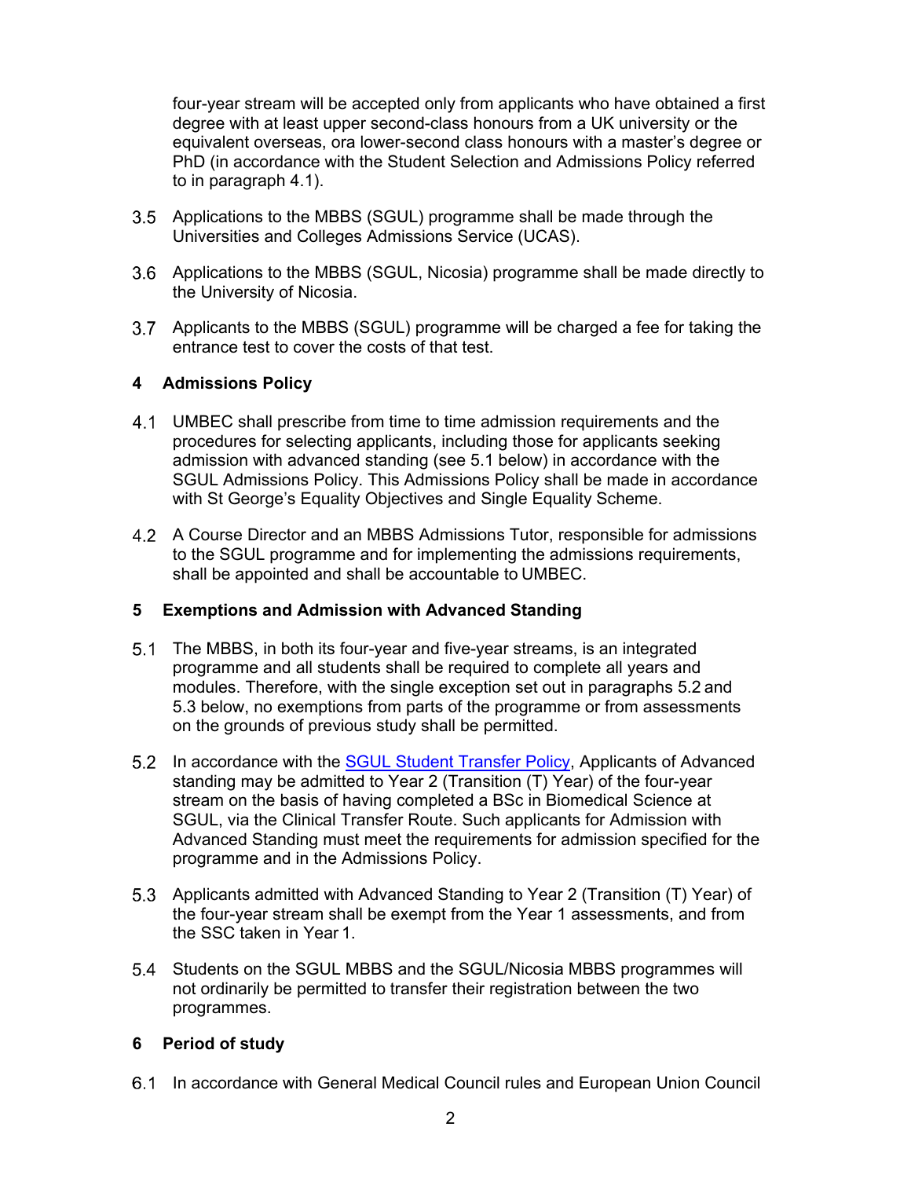four-year stream will be accepted only from applicants who have obtained a first degree with at least upper second-class honours from a UK university or the equivalent overseas, ora lower-second class honours with a master's degree or PhD (in accordance with the Student Selection and Admissions Policy referred to in paragraph 4.1).

3.5 Applications to the MBBS (SGUL) programme shall be made through the Universities and Colleges Admissions Service (UCAS).

3.6 Applications to the MBBS (SGUL, Nicosia) programme shall be made directly to the University of Nicosia.

3.7 Applicants to the MBBS (SGUL) programme will be charged a fee for taking the entrance test to cover the costs of that test.

## 4 Admissions Policy

4.1 UMBEC shall prescribe from time to time admission requirements and the procedures for selecting applicants, including those for applicants seeking admission with advanced standing (see 5.1 below) in accordance with the SGUL Admissions Policy. This Admissions Policy shall be made in accordance with St George's Equality Objectives and Single Equality Scheme.

4.2 A Course Director and an MBBS Admissions Tutor, responsible for admissions to the SGUL programme and for implementing the admissions requirements, shall be appointed and shall be accountable to UMBEC.

## 5 Exemptions and Admission with Advanced Standing

5.1 The MBBS, in both its four-year and five-year streams, is an integrated programme and all students shall be required to complete all years and modules. Therefore, with the single exception set out in paragraphs 5.2 and 5.3 below, no exemptions from parts of the programme or from assessments on the grounds of previous study shall be permitted.

5.2 In accordance with the SGUL Student Transfer Policy, Applicants of Advanced standing may be admitted to Year 2 (Transition (T) Year) of the four-year stream on the basis of having completed a BSc in Biomedical Science at SGUL, via the Clinical Transfer Route. Such applicants for Admission with Advanced Standing must meet the requirements for admission specified for the programme and in the Admissions Policy.

5.3 Applicants admitted with Advanced Standing to Year 2 (Transition (T) Year) of the four-year stream shall be exempt from the Year 1 assessments, and from the SSC taken in Year 1.

5.4 Students on the SGUL MBBS and the SGUL/Nicosia MBBS programmes will not ordinarily be permitted to transfer their registration between the two programmes.

## 6 Period of study

6.1 In accordance with General Medical Council rules and European Union Council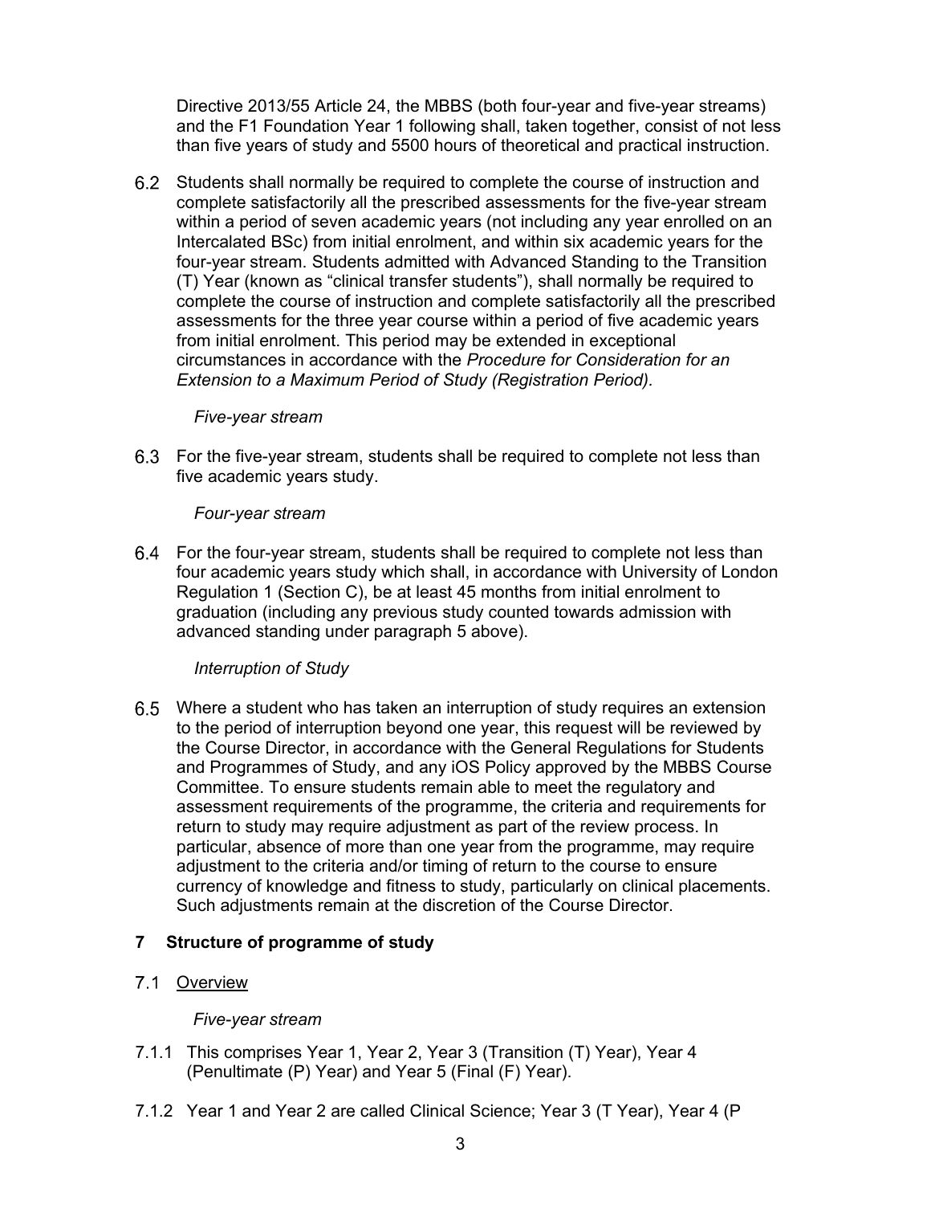Directive 2013/55 Article 24, the MBBS (both four-year and five-year streams) and the F1 Foundation Year 1 following shall, taken together, consist of not less than five years of study and 5500 hours of theoretical and practical instruction.

6.2 Students shall normally be required to complete the course of instruction and complete satisfactorily all the prescribed assessments for the five-year stream within a period of seven academic years (not including any year enrolled on an Intercalated BSc) from initial enrolment, and within six academic years for the four-year stream. Students admitted with Advanced Standing to the Transition (T) Year (known as "clinical transfer students"), shall normally be required to complete the course of instruction and complete satisfactorily all the prescribed assessments for the three year course within a period of five academic years from initial enrolment. This period may be extended in exceptional circumstances in accordance with the *Procedure for Consideration for an Extension to a Maximum Period of Study (Registration Period).*

*Five-year stream*

6.3 For the five-year stream, students shall be required to complete not less than five academic years study.

*Four-year stream*

6.4 For the four-year stream, students shall be required to complete not less than four academic years study which shall, in accordance with University of London Regulation 1 (Section C), be at least 45 months from initial enrolment to graduation (including any previous study counted towards admission with advanced standing under paragraph 5 above).

*Interruption of Study*

6.5 Where a student who has taken an interruption of study requires an extension to the period of interruption beyond one year, this request will be reviewed by the Course Director, in accordance with the General Regulations for Students and Programmes of Study, and any iOS Policy approved by the MBBS Course Committee. To ensure students remain able to meet the regulatory and assessment requirements of the programme, the criteria and requirements for return to study may require adjustment as part of the review process. In particular, absence of more than one year from the programme, may require adjustment to the criteria and/or timing of return to the course to ensure currency of knowledge and fitness to study, particularly on clinical placements. Such adjustments remain at the discretion of the Course Director.

## 7 Structure of programme of study

7.1 Overview

*Five-year stream*

7.1.1 This comprises Year 1, Year 2, Year 3 (Transition (T) Year), Year 4 (Penultimate (P) Year) and Year 5 (Final (F) Year).

7.1.2 Year 1 and Year 2 are called Clinical Science; Year 3 (T Year), Year 4 (P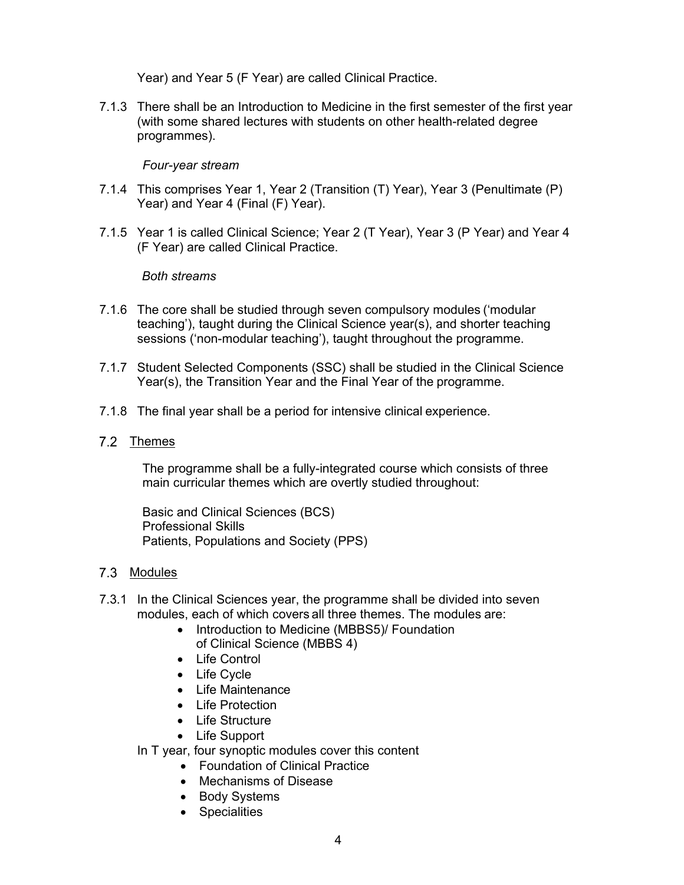Year) and Year 5 (F Year) are called Clinical Practice.

7.1.3 There shall be an Introduction to Medicine in the first semester of the first year (with some shared lectures with students on other health-related degree programmes).

*Four-year stream*

7.1.4 This comprises Year 1, Year 2 (Transition (T) Year), Year 3 (Penultimate (P) Year) and Year 4 (Final (F) Year).

7.1.5 Year 1 is called Clinical Science; Year 2 (T Year), Year 3 (P Year) and Year 4 (F Year) are called Clinical Practice.

*Both streams*

7.1.6 The core shall be studied through seven compulsory modules ('modular teaching'), taught during the Clinical Science year(s), and shorter teaching sessions ('non-modular teaching'), taught throughout the programme.

7.1.7 Student Selected Components (SSC) shall be studied in the Clinical Science Year(s), the Transition Year and the Final Year of the programme.

7.1.8 The final year shall be a period for intensive clinical experience.

## 7.2 Themes

The programme shall be a fully-integrated course which consists of three main curricular themes which are overtly studied throughout:

Basic and Clinical Sciences (BCS)
Professional Skills
Patients, Populations and Society (PPS)

## 7.3 Modules

7.3.1 In the Clinical Sciences year, the programme shall be divided into seven modules, each of which covers all three themes. The modules are:

- Introduction to Medicine (MBBS5)/ Foundation of Clinical Science (MBBS 4)
- Life Control
- Life Cycle
- Life Maintenance
- Life Protection
- Life Structure
- Life Support

In T year, four synoptic modules cover this content

- Foundation of Clinical Practice
- Mechanisms of Disease
- Body Systems
- Specialities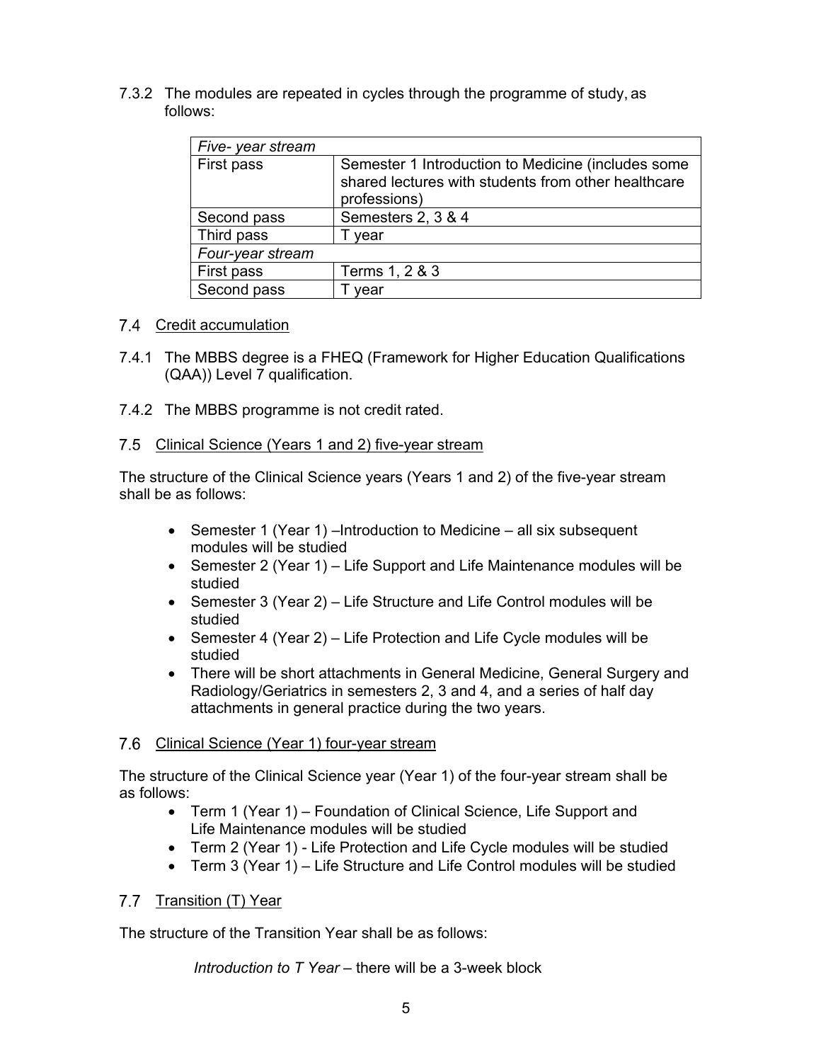7.3.2 The modules are repeated in cycles through the programme of study, as follows:

| *Five- year stream* | |
|---|---|
| First pass | Semester 1 Introduction to Medicine (includes some shared lectures with students from other healthcare professions) |
| Second pass | Semesters 2, 3 & 4 |
| Third pass | T year |
| *Four-year stream* | |
| First pass | Terms 1, 2 & 3 |
| Second pass | T year |

## 7.4 Credit accumulation

7.4.1 The MBBS degree is a FHEQ (Framework for Higher Education Qualifications (QAA)) Level 7 qualification.

7.4.2 The MBBS programme is not credit rated.

## 7.5 Clinical Science (Years 1 and 2) five-year stream

The structure of the Clinical Science years (Years 1 and 2) of the five-year stream shall be as follows:

- Semester 1 (Year 1) –Introduction to Medicine – all six subsequent modules will be studied
- Semester 2 (Year 1) – Life Support and Life Maintenance modules will be studied
- Semester 3 (Year 2) – Life Structure and Life Control modules will be studied
- Semester 4 (Year 2) – Life Protection and Life Cycle modules will be studied
- There will be short attachments in General Medicine, General Surgery and Radiology/Geriatrics in semesters 2, 3 and 4, and a series of half day attachments in general practice during the two years.

## 7.6 Clinical Science (Year 1) four-year stream

The structure of the Clinical Science year (Year 1) of the four-year stream shall be as follows:

- Term 1 (Year 1) – Foundation of Clinical Science, Life Support and Life Maintenance modules will be studied
- Term 2 (Year 1) - Life Protection and Life Cycle modules will be studied
- Term 3 (Year 1) – Life Structure and Life Control modules will be studied

## 7.7 Transition (T) Year

The structure of the Transition Year shall be as follows:

*Introduction to T Year* – there will be a 3-week block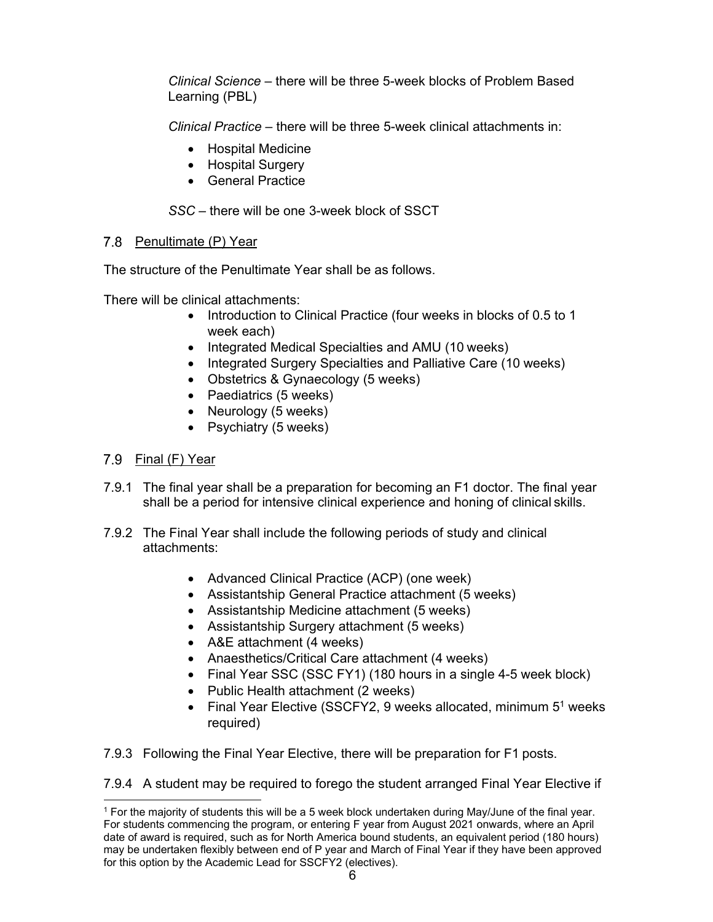*Clinical Science* – there will be three 5-week blocks of Problem Based Learning (PBL)

*Clinical Practice* – there will be three 5-week clinical attachments in:

- Hospital Medicine
- Hospital Surgery
- General Practice

*SSC* – there will be one 3-week block of SSCT

### 7.8 Penultimate (P) Year

The structure of the Penultimate Year shall be as follows.

There will be clinical attachments:

- Introduction to Clinical Practice (four weeks in blocks of 0.5 to 1 week each)
- Integrated Medical Specialties and AMU (10 weeks)
- Integrated Surgery Specialties and Palliative Care (10 weeks)
- Obstetrics & Gynaecology (5 weeks)
- Paediatrics (5 weeks)
- Neurology (5 weeks)
- Psychiatry (5 weeks)

### 7.9 Final (F) Year

7.9.1 The final year shall be a preparation for becoming an F1 doctor. The final year shall be a period for intensive clinical experience and honing of clinical skills.

7.9.2 The Final Year shall include the following periods of study and clinical attachments:

- Advanced Clinical Practice (ACP) (one week)
- Assistantship General Practice attachment (5 weeks)
- Assistantship Medicine attachment (5 weeks)
- Assistantship Surgery attachment (5 weeks)
- A&E attachment (4 weeks)
- Anaesthetics/Critical Care attachment (4 weeks)
- Final Year SSC (SSC FY1) (180 hours in a single 4-5 week block)
- Public Health attachment (2 weeks)
- Final Year Elective (SSCFY2, 9 weeks allocated, minimum 5[1] weeks required)

7.9.3 Following the Final Year Elective, there will be preparation for F1 posts.

7.9.4 A student may be required to forego the student arranged Final Year Elective if

[1] For the majority of students this will be a 5 week block undertaken during May/June of the final year. For students commencing the program, or entering F year from August 2021 onwards, where an April date of award is required, such as for North America bound students, an equivalent period (180 hours) may be undertaken flexibly between end of P year and March of Final Year if they have been approved for this option by the Academic Lead for SSCFY2 (electives).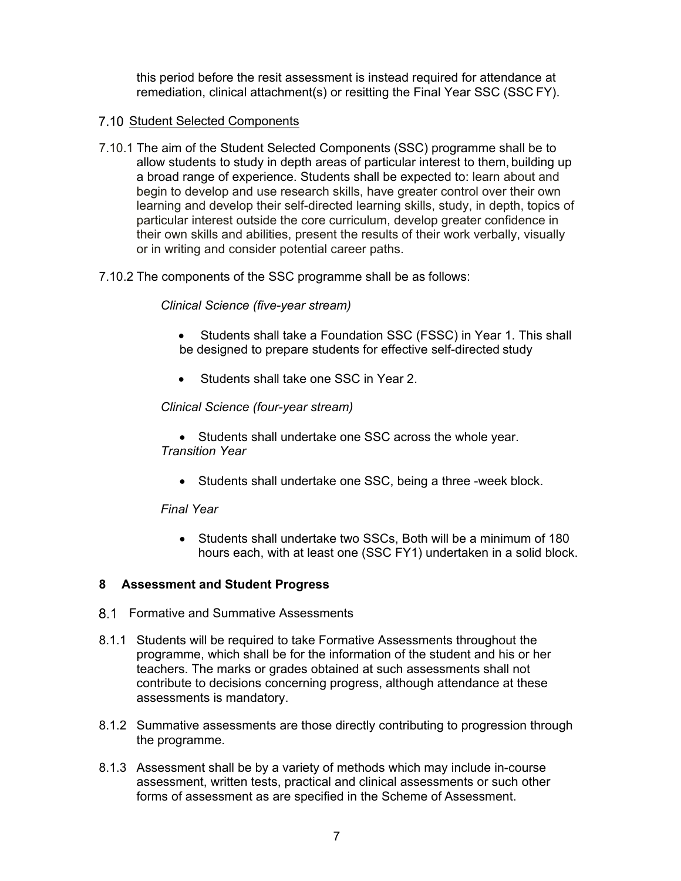this period before the resit assessment is instead required for attendance at remediation, clinical attachment(s) or resitting the Final Year SSC (SSC FY).

### 7.10 Student Selected Components

7.10.1 The aim of the Student Selected Components (SSC) programme shall be to allow students to study in depth areas of particular interest to them, building up a broad range of experience. Students shall be expected to: learn about and begin to develop and use research skills, have greater control over their own learning and develop their self-directed learning skills, study, in depth, topics of particular interest outside the core curriculum, develop greater confidence in their own skills and abilities, present the results of their work verbally, visually or in writing and consider potential career paths.

7.10.2 The components of the SSC programme shall be as follows:

*Clinical Science (five-year stream)*

- Students shall take a Foundation SSC (FSSC) in Year 1. This shall be designed to prepare students for effective self-directed study
- Students shall take one SSC in Year 2.

*Clinical Science (four-year stream)*

- Students shall undertake one SSC across the whole year.

*Transition Year*

- Students shall undertake one SSC, being a three -week block.

*Final Year*

- Students shall undertake two SSCs, Both will be a minimum of 180 hours each, with at least one (SSC FY1) undertaken in a solid block.

## 8 Assessment and Student Progress

### 8.1 Formative and Summative Assessments

8.1.1 Students will be required to take Formative Assessments throughout the programme, which shall be for the information of the student and his or her teachers. The marks or grades obtained at such assessments shall not contribute to decisions concerning progress, although attendance at these assessments is mandatory.

8.1.2 Summative assessments are those directly contributing to progression through the programme.

8.1.3 Assessment shall be by a variety of methods which may include in-course assessment, written tests, practical and clinical assessments or such other forms of assessment as are specified in the Scheme of Assessment.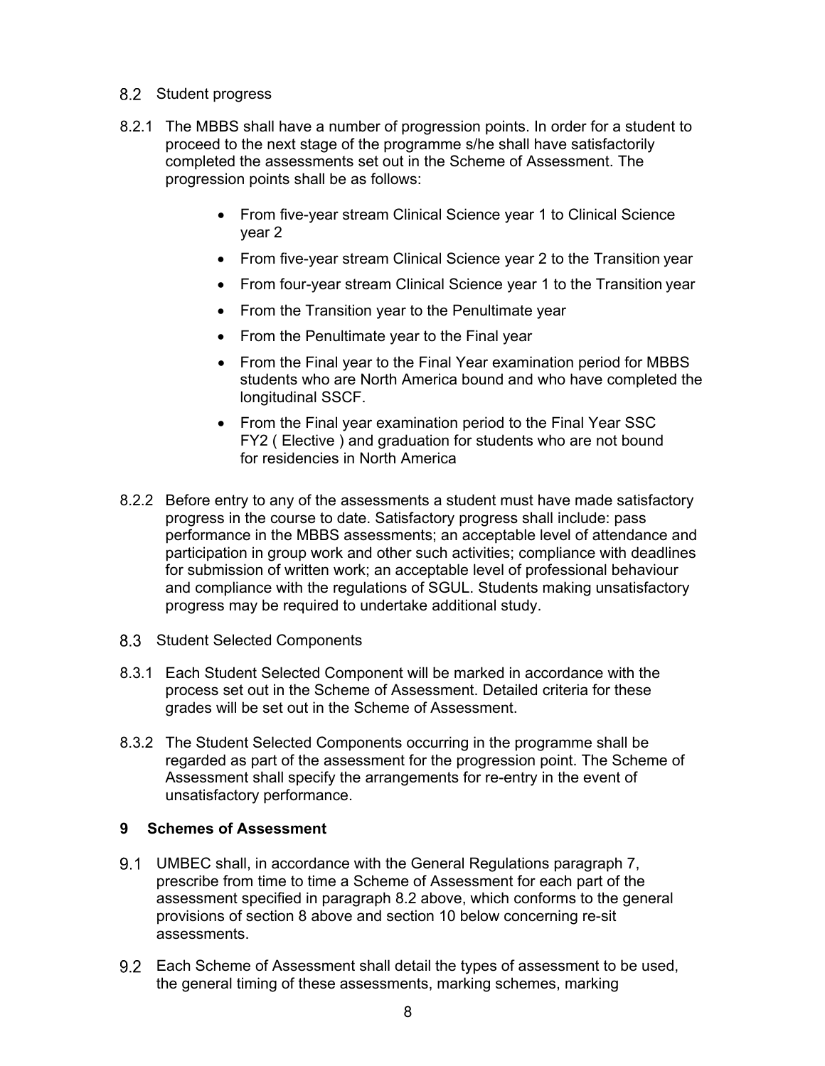## 8.2 Student progress

8.2.1 The MBBS shall have a number of progression points. In order for a student to proceed to the next stage of the programme s/he shall have satisfactorily completed the assessments set out in the Scheme of Assessment. The progression points shall be as follows:

- From five-year stream Clinical Science year 1 to Clinical Science year 2
- From five-year stream Clinical Science year 2 to the Transition year
- From four-year stream Clinical Science year 1 to the Transition year
- From the Transition year to the Penultimate year
- From the Penultimate year to the Final year
- From the Final year to the Final Year examination period for MBBS students who are North America bound and who have completed the longitudinal SSCF.
- From the Final year examination period to the Final Year SSC FY2 ( Elective ) and graduation for students who are not bound for residencies in North America

8.2.2 Before entry to any of the assessments a student must have made satisfactory progress in the course to date. Satisfactory progress shall include: pass performance in the MBBS assessments; an acceptable level of attendance and participation in group work and other such activities; compliance with deadlines for submission of written work; an acceptable level of professional behaviour and compliance with the regulations of SGUL. Students making unsatisfactory progress may be required to undertake additional study.

## 8.3 Student Selected Components

8.3.1 Each Student Selected Component will be marked in accordance with the process set out in the Scheme of Assessment. Detailed criteria for these grades will be set out in the Scheme of Assessment.

8.3.2 The Student Selected Components occurring in the programme shall be regarded as part of the assessment for the progression point. The Scheme of Assessment shall specify the arrangements for re-entry in the event of unsatisfactory performance.

# 9 Schemes of Assessment

9.1 UMBEC shall, in accordance with the General Regulations paragraph 7, prescribe from time to time a Scheme of Assessment for each part of the assessment specified in paragraph 8.2 above, which conforms to the general provisions of section 8 above and section 10 below concerning re-sit assessments.

9.2 Each Scheme of Assessment shall detail the types of assessment to be used, the general timing of these assessments, marking schemes, marking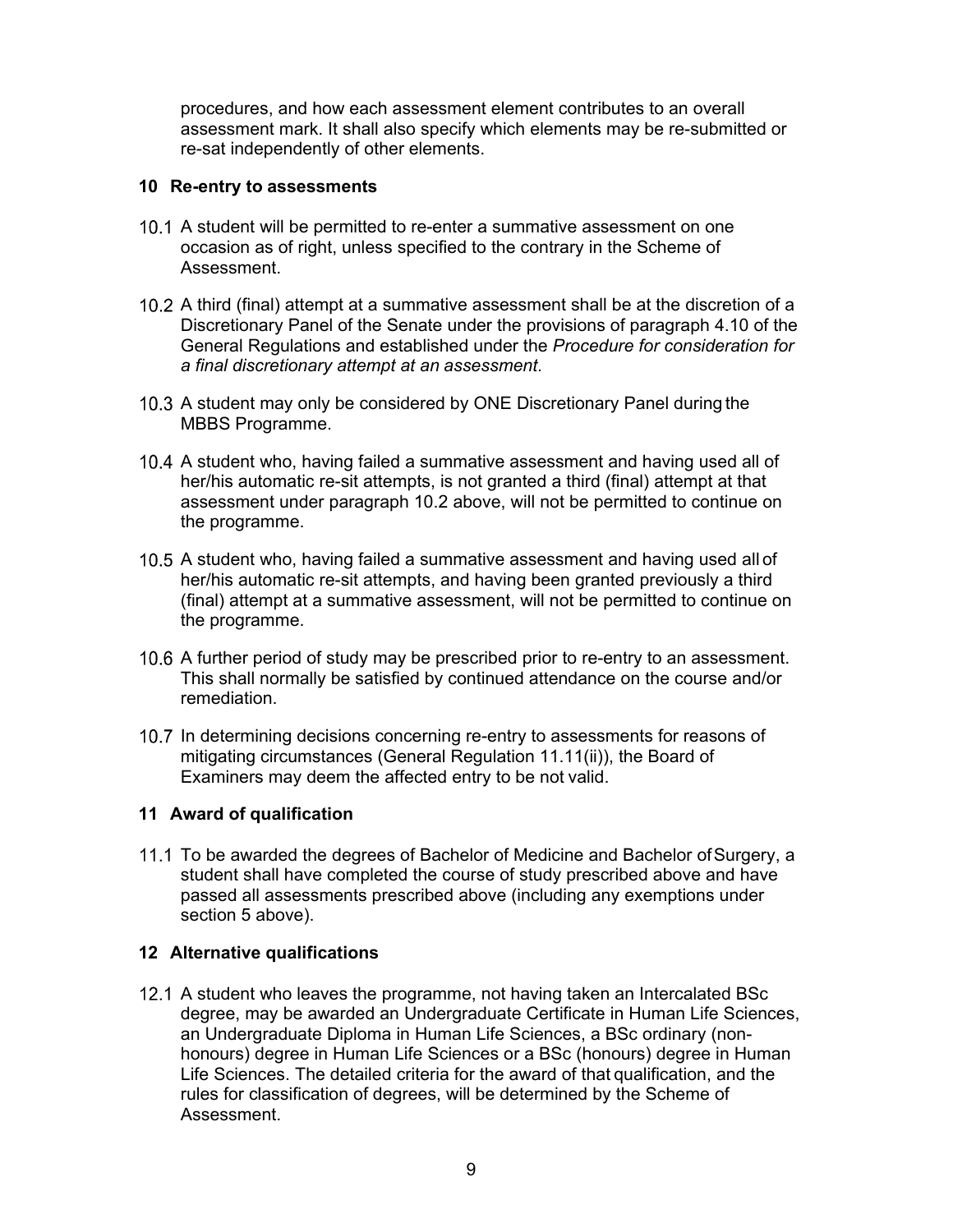procedures, and how each assessment element contributes to an overall assessment mark. It shall also specify which elements may be re-submitted or re-sat independently of other elements.

## 10 Re-entry to assessments

10.1 A student will be permitted to re-enter a summative assessment on one occasion as of right, unless specified to the contrary in the Scheme of Assessment.

10.2 A third (final) attempt at a summative assessment shall be at the discretion of a Discretionary Panel of the Senate under the provisions of paragraph 4.10 of the General Regulations and established under the *Procedure for consideration for a final discretionary attempt at an assessment*.

10.3 A student may only be considered by ONE Discretionary Panel during the MBBS Programme.

10.4 A student who, having failed a summative assessment and having used all of her/his automatic re-sit attempts, is not granted a third (final) attempt at that assessment under paragraph 10.2 above, will not be permitted to continue on the programme.

10.5 A student who, having failed a summative assessment and having used all of her/his automatic re-sit attempts, and having been granted previously a third (final) attempt at a summative assessment, will not be permitted to continue on the programme.

10.6 A further period of study may be prescribed prior to re-entry to an assessment. This shall normally be satisfied by continued attendance on the course and/or remediation.

10.7 In determining decisions concerning re-entry to assessments for reasons of mitigating circumstances (General Regulation 11.11(ii)), the Board of Examiners may deem the affected entry to be not valid.

## 11 Award of qualification

11.1 To be awarded the degrees of Bachelor of Medicine and Bachelor of Surgery, a student shall have completed the course of study prescribed above and have passed all assessments prescribed above (including any exemptions under section 5 above).

## 12 Alternative qualifications

12.1 A student who leaves the programme, not having taken an Intercalated BSc degree, may be awarded an Undergraduate Certificate in Human Life Sciences, an Undergraduate Diploma in Human Life Sciences, a BSc ordinary (non-honours) degree in Human Life Sciences or a BSc (honours) degree in Human Life Sciences. The detailed criteria for the award of that qualification, and the rules for classification of degrees, will be determined by the Scheme of Assessment.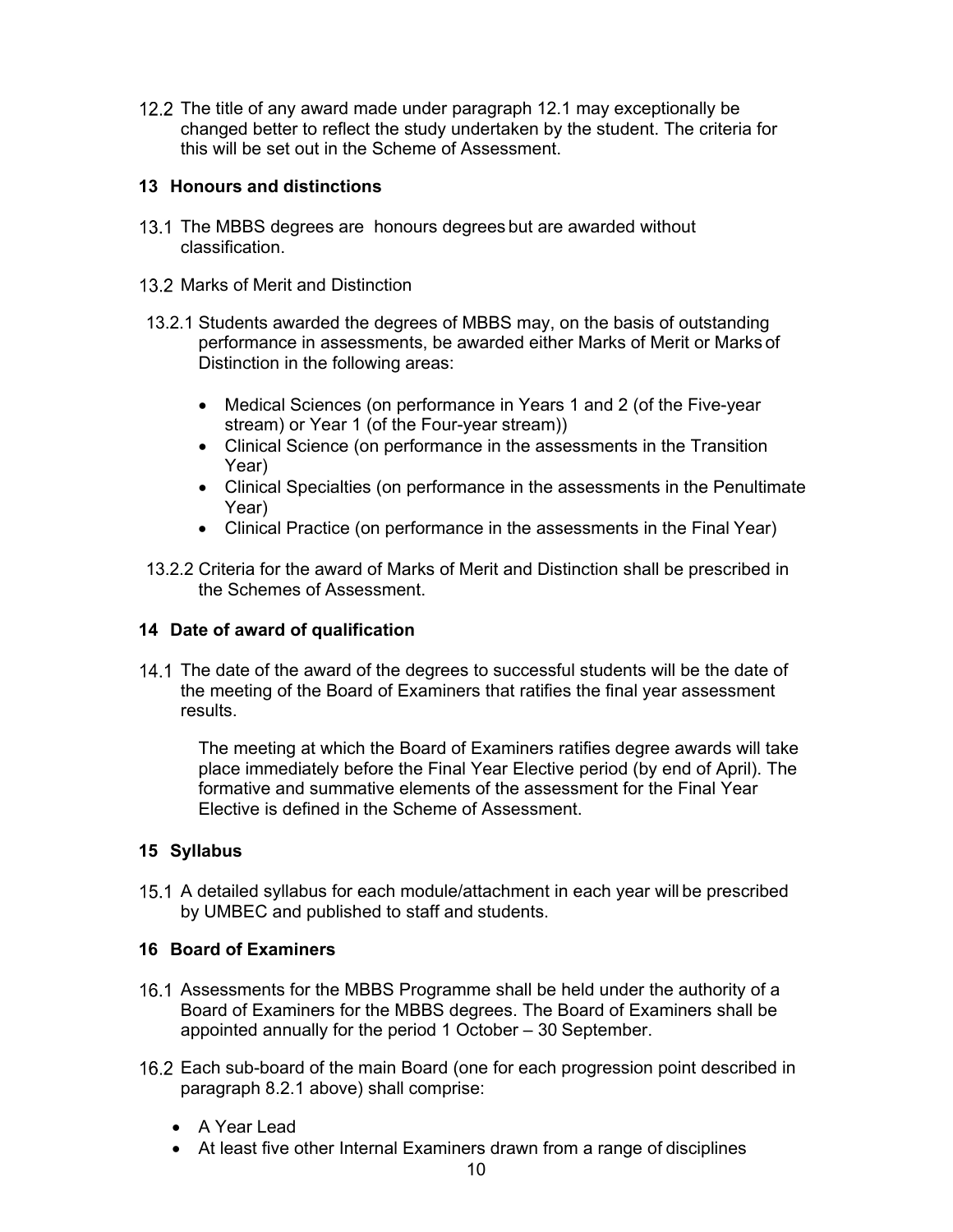12.2 The title of any award made under paragraph 12.1 may exceptionally be changed better to reflect the study undertaken by the student. The criteria for this will be set out in the Scheme of Assessment.

## 13 Honours and distinctions

13.1 The MBBS degrees are honours degrees but are awarded without classification.

13.2 Marks of Merit and Distinction

13.2.1 Students awarded the degrees of MBBS may, on the basis of outstanding performance in assessments, be awarded either Marks of Merit or Marks of Distinction in the following areas:

- Medical Sciences (on performance in Years 1 and 2 (of the Five-year stream) or Year 1 (of the Four-year stream))
- Clinical Science (on performance in the assessments in the Transition Year)
- Clinical Specialties (on performance in the assessments in the Penultimate Year)
- Clinical Practice (on performance in the assessments in the Final Year)

13.2.2 Criteria for the award of Marks of Merit and Distinction shall be prescribed in the Schemes of Assessment.

## 14 Date of award of qualification

14.1 The date of the award of the degrees to successful students will be the date of the meeting of the Board of Examiners that ratifies the final year assessment results.

The meeting at which the Board of Examiners ratifies degree awards will take place immediately before the Final Year Elective period (by end of April). The formative and summative elements of the assessment for the Final Year Elective is defined in the Scheme of Assessment.

## 15 Syllabus

15.1 A detailed syllabus for each module/attachment in each year will be prescribed by UMBEC and published to staff and students.

## 16 Board of Examiners

16.1 Assessments for the MBBS Programme shall be held under the authority of a Board of Examiners for the MBBS degrees. The Board of Examiners shall be appointed annually for the period 1 October – 30 September.

16.2 Each sub-board of the main Board (one for each progression point described in paragraph 8.2.1 above) shall comprise:

- A Year Lead
- At least five other Internal Examiners drawn from a range of disciplines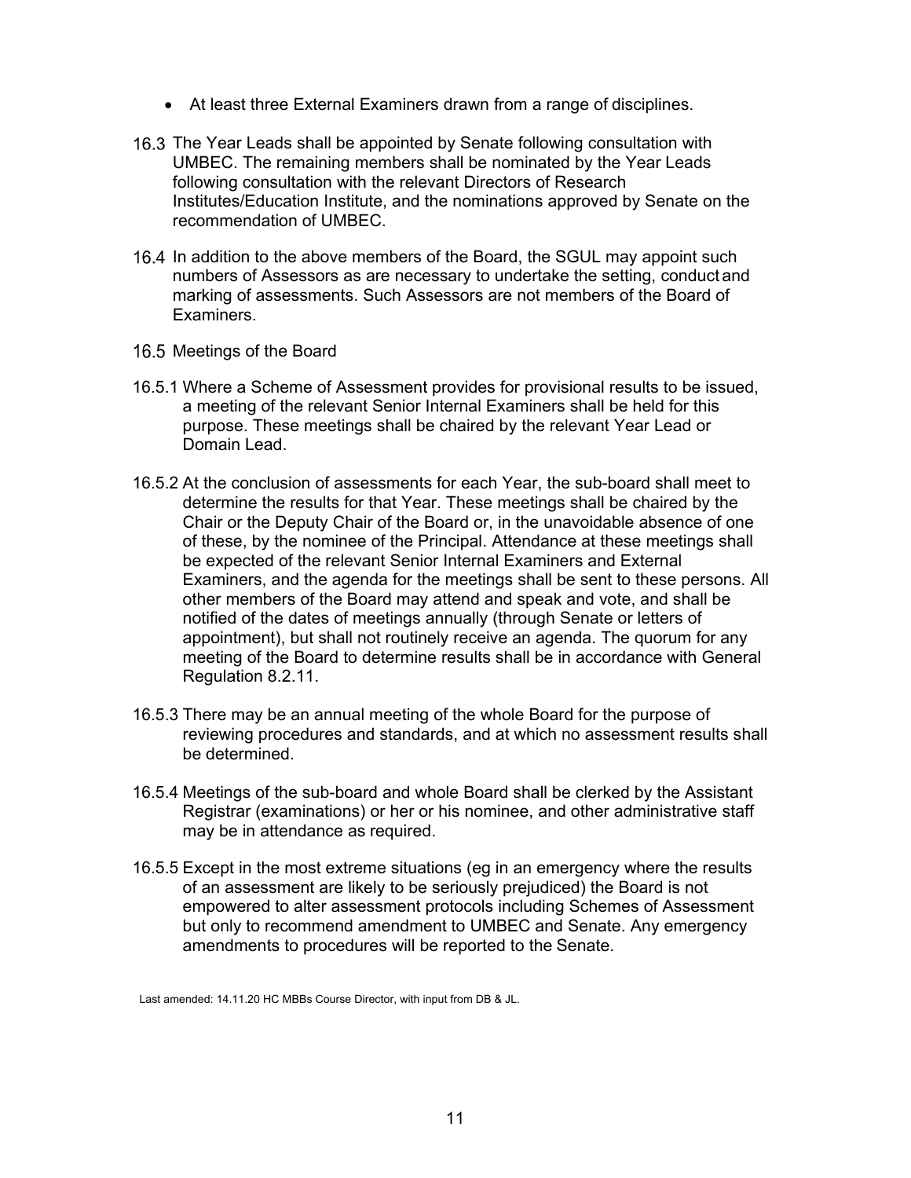- At least three External Examiners drawn from a range of disciplines.

16.3 The Year Leads shall be appointed by Senate following consultation with UMBEC. The remaining members shall be nominated by the Year Leads following consultation with the relevant Directors of Research Institutes/Education Institute, and the nominations approved by Senate on the recommendation of UMBEC.

16.4 In addition to the above members of the Board, the SGUL may appoint such numbers of Assessors as are necessary to undertake the setting, conduct and marking of assessments. Such Assessors are not members of the Board of Examiners.

16.5 Meetings of the Board

16.5.1 Where a Scheme of Assessment provides for provisional results to be issued, a meeting of the relevant Senior Internal Examiners shall be held for this purpose. These meetings shall be chaired by the relevant Year Lead or Domain Lead.

16.5.2 At the conclusion of assessments for each Year, the sub-board shall meet to determine the results for that Year. These meetings shall be chaired by the Chair or the Deputy Chair of the Board or, in the unavoidable absence of one of these, by the nominee of the Principal. Attendance at these meetings shall be expected of the relevant Senior Internal Examiners and External Examiners, and the agenda for the meetings shall be sent to these persons. All other members of the Board may attend and speak and vote, and shall be notified of the dates of meetings annually (through Senate or letters of appointment), but shall not routinely receive an agenda. The quorum for any meeting of the Board to determine results shall be in accordance with General Regulation 8.2.11.

16.5.3 There may be an annual meeting of the whole Board for the purpose of reviewing procedures and standards, and at which no assessment results shall be determined.

16.5.4 Meetings of the sub-board and whole Board shall be clerked by the Assistant Registrar (examinations) or her or his nominee, and other administrative staff may be in attendance as required.

16.5.5 Except in the most extreme situations (eg in an emergency where the results of an assessment are likely to be seriously prejudiced) the Board is not empowered to alter assessment protocols including Schemes of Assessment but only to recommend amendment to UMBEC and Senate. Any emergency amendments to procedures will be reported to the Senate.

Last amended: 14.11.20 HC MBBs Course Director, with input from DB & JL.